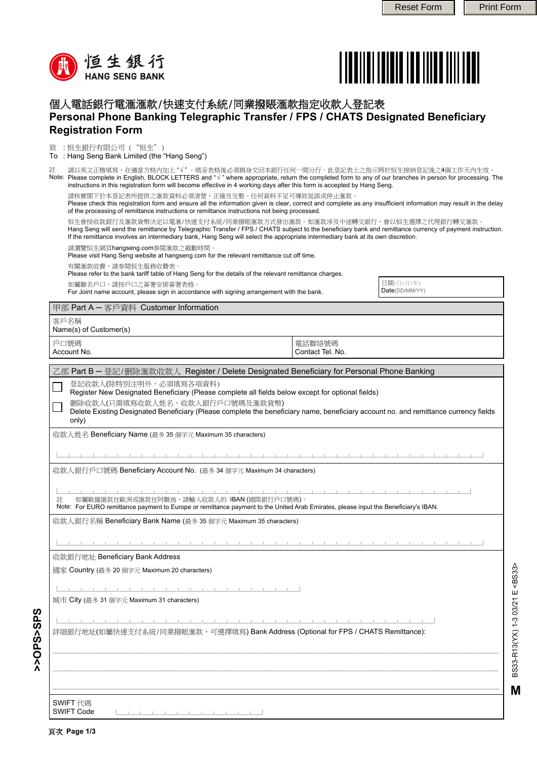恒生銀行
HANG SENG BANK

# 個人電話銀行電滙滙款/快速支付系統/同業撥賬滙款指定收款人登記表
# Personal Phone Banking Telegraphic Transfer / FPS / CHATS Designated Beneficiary Registration Form

致 ：恒生銀行有限公司（"恒生"）
To ：Hang Seng Bank Limited (the "Hang Seng")

註 請以英文正楷填寫，在適當方格內加上"√"。填妥表格後必須親身交回本銀行任何一間分行。此登記表上之指示將於恒生接納登記後之4個工作天內生效。
Note: Please complete in English, BLOCK LETTERS and "√" where appropriate, return the completed form to any of our branches in person for processing. The instructions in this registration form will become effective in 4 working days after this form is accepted by Hang Seng.

請核實閣下於本登記表所提供之滙款資料必須清楚、正確及完整。任何資料不足可導致延誤或停止滙款。
Please check this registration form and ensure all the information given is clear, correct and complete as any insufficient information may result in the delay of the processing of remittance instructions or remittance instructions not being processed.

恒生會按收款銀行及滙款貨幣決定以電滙/快速支付系統/同業撥賬滙款方式發出滙款。如滙款涉及中途轉交銀行，會以恒生選擇之代理銀行轉交滙款。
Hang Seng will send the remittance by Telegraphic Transfer / FPS / CHATS subject to the beneficiary bank and remittance currency of payment instruction. If the remittance involves an intermediary bank, Hang Seng will select the appropriate intermediary bank at its own discretion.

請瀏覽恒生網頁hangseng.com參閱滙款之截數時間。
Please visit Hang Seng website at hangseng.com for the relevant remittance cut off time.

有關滙款收費，請參閱恒生服務收費表。
Please refer to the bank tariff table of Hang Seng for the details of the relevant remittance charges.

如屬聯名戶口，請按戶口之簽署安排簽署表格。
For Joint name account, please sign in accordance with signing arrangement with the bank.

日期(日/月/年)
Date(DD/MM/YY)

## 甲部 Part A ─ 客戶資料 Customer Information

客戶名稱
Name(s) of Customer(s)

| 戶口號碼<br>Account No. | 電話聯絡號碼<br>Contact Tel. No. |
|---|---|
| | |

## 乙部 Part B ─ 登記/刪除滙款收款人 Register / Delete Designated Beneficiary for Personal Phone Banking

☐ 登記收款人(除特別注明外，必須填寫各項資料)
Register New Designated Beneficiary (Please complete all fields below except for optional fields)

☐ 刪除收款人(只需填寫收款人姓名、收款人銀行戶口號碼及滙款貨幣)
Delete Existing Designated Beneficiary (Please complete the beneficiary name, beneficiary account no. and remittance currency fields only)

收款人姓名 Beneficiary Name (最多 35 個字元 Maximum 35 characters)

收款人銀行戶口號碼 Beneficiary Account No. (最多 34 個字元 Maximum 34 characters)

註 如屬歐羅匯款往歐洲或匯款往阿聯酋，請輸入收款人的 IBAN (國際銀行戶口號碼)。
Note: For EURO remittance payment to Europe or remittance payment to the United Arab Emirates, please input the Beneficiary's IBAN.

收款人銀行名稱 Beneficiary Bank Name (最多 35 個字元 Maximum 35 characters)

收款銀行地址 Beneficiary Bank Address

國家 Country (最多 20 個字元 Maximum 20 characters)

城市 City (最多 31 個字元 Maximum 31 characters)

詳細銀行地址(如屬快速支付系統/同業撥賬滙款，可選擇填寫) Bank Address (Optional for FPS / CHATS Remittance):

SWIFT 代碼
SWIFT Code

>>OPS>SPS

BS33-R13(YX) 1-3 03/21 E <BS33>

M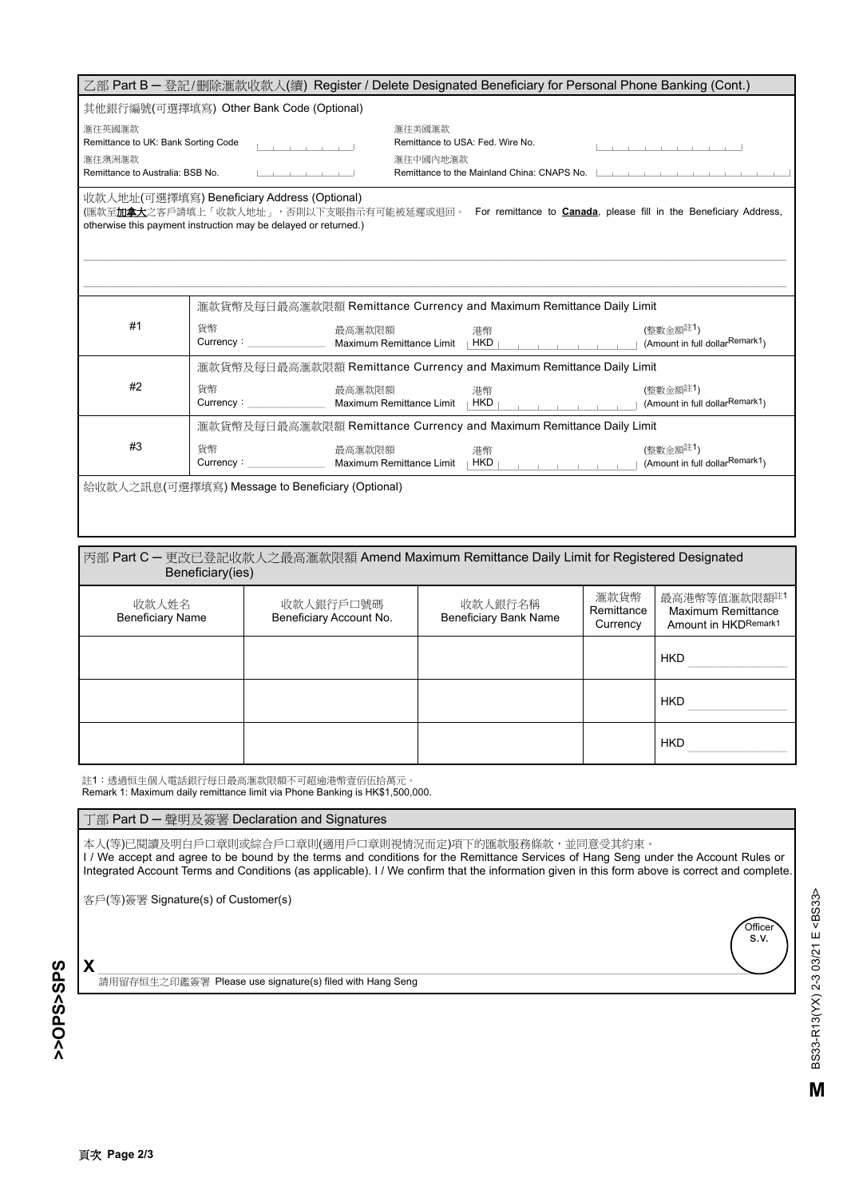## 乙部 Part B – 登記/刪除匯款收款人(續) Register / Delete Designated Beneficiary for Personal Phone Banking (Cont.)

其他銀行編號(可選擇填寫) Other Bank Code (Optional)

匯往英國匯款
Remittance to UK: Bank Sorting Code

匯往美國匯款
Remittance to USA: Fed. Wire No.

匯往澳洲匯款
Remittance to Australia: BSB No.

匯往中國內地匯款
Remittance to the Mainland China: CNAPS No.

收款人地址(可選擇填寫) Beneficiary Address (Optional)
(匯款至**加拿大**之客戶請填上「收款人地址」，否則以下支賬指示有可能被延遲或退回。 For remittance to **Canada**, please fill in the Beneficiary Address, otherwise this payment instruction may be delayed or returned.)

| | 匯款貨幣及每日最高匯款限額 Remittance Currency and Maximum Remittance Daily Limit |
|---|---|
| #1 | 貨幣 Currency：______ 最高匯款限額 Maximum Remittance Limit 港幣 HKD ______ (整數金額註1) (Amount in full dollar Remark1) |
| #2 | 貨幣 Currency：______ 最高匯款限額 Maximum Remittance Limit 港幣 HKD ______ (整數金額註1) (Amount in full dollar Remark1) |
| #3 | 貨幣 Currency：______ 最高匯款限額 Maximum Remittance Limit 港幣 HKD ______ (整數金額註1) (Amount in full dollar Remark1) |

給收款人之訊息(可選擇填寫) Message to Beneficiary (Optional)

## 丙部 Part C – 更改已登記收款人之最高匯款限額 Amend Maximum Remittance Daily Limit for Registered Designated Beneficiary(ies)

| 收款人姓名 Beneficiary Name | 收款人銀行戶口號碼 Beneficiary Account No. | 收款人銀行名稱 Beneficiary Bank Name | 匯款貨幣 Remittance Currency | 最高港幣等值匯款限額註1 Maximum Remittance Amount in HKD Remark1 |
|---|---|---|---|---|
| | | | | HKD |
| | | | | HKD |
| | | | | HKD |

註1：透過恒生個人電話銀行每日最高匯款限額不可超逾港幣壹佰伍拾萬元。
Remark 1: Maximum daily remittance limit via Phone Banking is HK$1,500,000.

## 丁部 Part D – 聲明及簽署 Declaration and Signatures

本人(等)已閱讀及明白戶口章則或綜合戶口章則(適用戶口章則視情況而定)項下的匯款服務條款，並同意受其約束。
I / We accept and agree to be bound by the terms and conditions for the Remittance Services of Hang Seng under the Account Rules or Integrated Account Terms and Conditions (as applicable). I / We confirm that the information given in this form above is correct and complete.

客戶(等)簽署 Signature(s) of Customer(s)

X ______________________________

請用留存恒生之印鑑簽署 Please use signature(s) filed with Hang Seng

Officer S.V.

>>OPS>SPS

BS33-R13(YX) 2-3 03/21 E <BS33>

M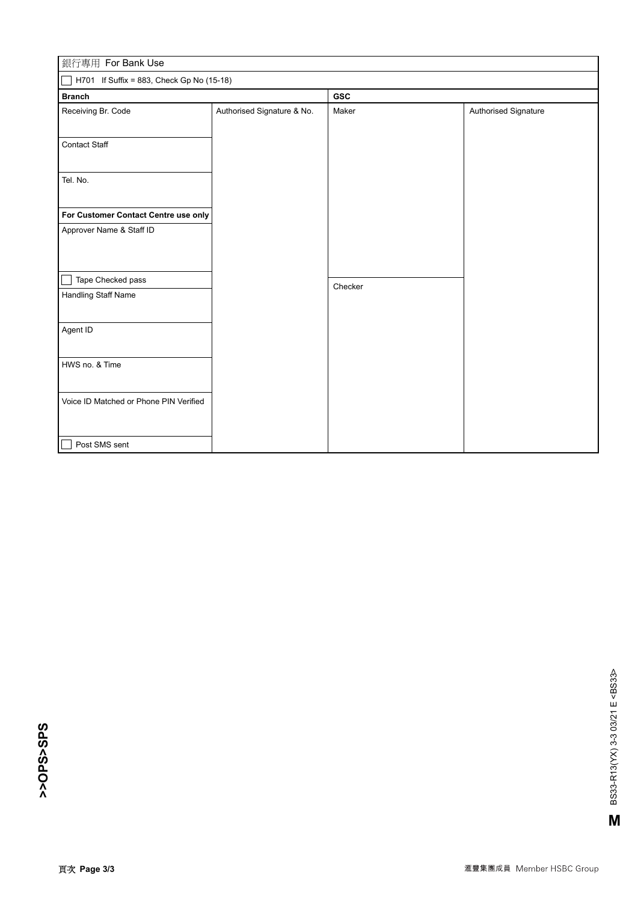## 銀行專用 For Bank Use

☐ H701 If Suffix = 883, Check Gp No (15-18)

| Branch | | GSC | |
|---|---|---|---|
| Receiving Br. Code | Authorised Signature & No. | Maker | Authorised Signature |
| Contact Staff | | | |
| Tel. No. | | | |
| **For Customer Contact Centre use only** | | | |
| Approver Name & Staff ID | | | |
| ☐ Tape Checked pass | | Checker | |
| Handling Staff Name | | | |
| Agent ID | | | |
| HWS no. & Time | | | |
| Voice ID Matched or Phone PIN Verified | | | |
| ☐ Post SMS sent | | | |

>>OPS>SPS

BS33-R13(YX) 3-3 03/21 E <BS33>

M

滙豐集團成員 Member HSBC Group